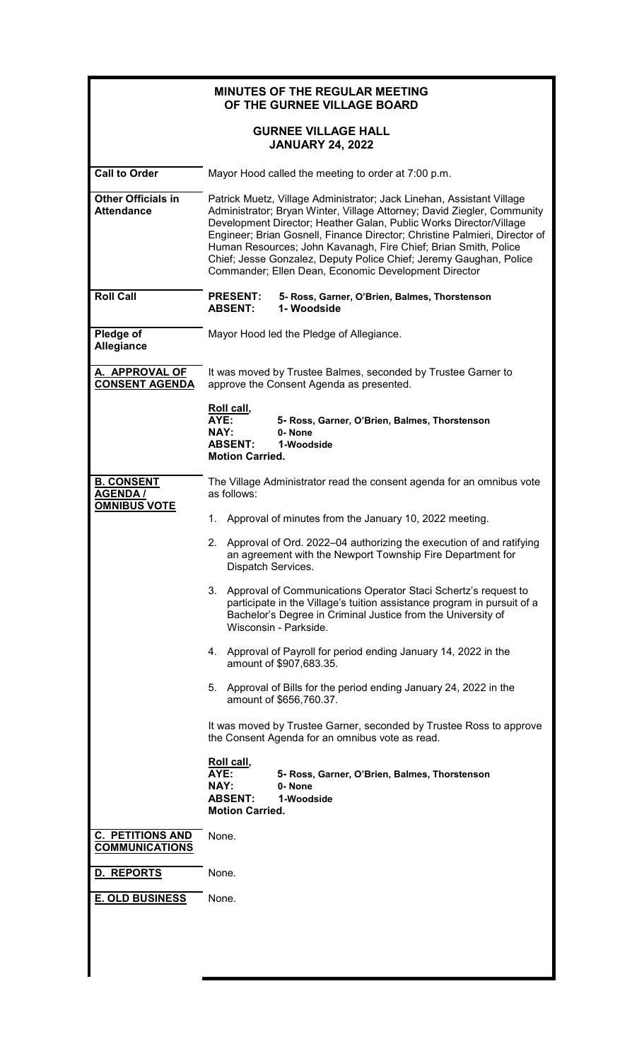# MINUTES OF THE REGULAR MEETING OF THE GURNEE VILLAGE BOARD

## GURNEE VILLAGE HALL
## JANUARY 24, 2022

**Call to Order**

Mayor Hood called the meeting to order at 7:00 p.m.

**Other Officials in Attendance**

Patrick Muetz, Village Administrator; Jack Linehan, Assistant Village Administrator; Bryan Winter, Village Attorney; David Ziegler, Community Development Director; Heather Galan, Public Works Director/Village Engineer; Brian Gosnell, Finance Director; Christine Palmieri, Director of Human Resources; John Kavanagh, Fire Chief; Brian Smith, Police Chief; Jesse Gonzalez, Deputy Police Chief; Jeremy Gaughan, Police Commander; Ellen Dean, Economic Development Director

**Roll Call**

**PRESENT: 5- Ross, Garner, O'Brien, Balmes, Thorstenson**
**ABSENT: 1- Woodside**

**Pledge of Allegiance**

Mayor Hood led the Pledge of Allegiance.

**A. APPROVAL OF CONSENT AGENDA**

It was moved by Trustee Balmes, seconded by Trustee Garner to approve the Consent Agenda as presented.

**Roll call,**
**AYE: 5- Ross, Garner, O'Brien, Balmes, Thorstenson**
**NAY: 0- None**
**ABSENT: 1-Woodside**
**Motion Carried.**

**B. CONSENT AGENDA / OMNIBUS VOTE**

The Village Administrator read the consent agenda for an omnibus vote as follows:

1. Approval of minutes from the January 10, 2022 meeting.
2. Approval of Ord. 2022–04 authorizing the execution of and ratifying an agreement with the Newport Township Fire Department for Dispatch Services.
3. Approval of Communications Operator Staci Schertz's request to participate in the Village's tuition assistance program in pursuit of a Bachelor's Degree in Criminal Justice from the University of Wisconsin - Parkside.
4. Approval of Payroll for period ending January 14, 2022 in the amount of $907,683.35.
5. Approval of Bills for the period ending January 24, 2022 in the amount of $656,760.37.

It was moved by Trustee Garner, seconded by Trustee Ross to approve the Consent Agenda for an omnibus vote as read.

**Roll call,**
**AYE: 5- Ross, Garner, O'Brien, Balmes, Thorstenson**
**NAY: 0- None**
**ABSENT: 1-Woodside**
**Motion Carried.**

**C. PETITIONS AND COMMUNICATIONS**

None.

**D. REPORTS**

None.

**E. OLD BUSINESS**

None.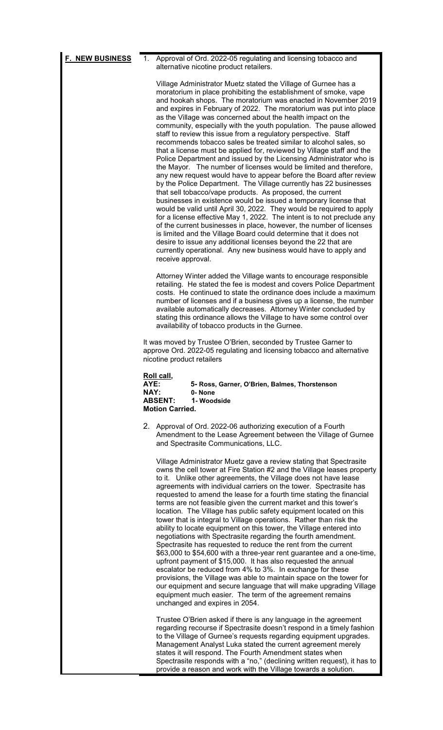## F. NEW BUSINESS

1. Approval of Ord. 2022-05 regulating and licensing tobacco and alternative nicotine product retailers.

   Village Administrator Muetz stated the Village of Gurnee has a moratorium in place prohibiting the establishment of smoke, vape and hookah shops. The moratorium was enacted in November 2019 and expires in February of 2022. The moratorium was put into place as the Village was concerned about the health impact on the community, especially with the youth population. The pause allowed staff to review this issue from a regulatory perspective. Staff recommends tobacco sales be treated similar to alcohol sales, so that a license must be applied for, reviewed by Village staff and the Police Department and issued by the Licensing Administrator who is the Mayor. The number of licenses would be limited and therefore, any new request would have to appear before the Board after review by the Police Department. The Village currently has 22 businesses that sell tobacco/vape products. As proposed, the current businesses in existence would be issued a temporary license that would be valid until April 30, 2022. They would be required to apply for a license effective May 1, 2022. The intent is to not preclude any of the current businesses in place, however, the number of licenses is limited and the Village Board could determine that it does not desire to issue any additional licenses beyond the 22 that are currently operational. Any new business would have to apply and receive approval.

   Attorney Winter added the Village wants to encourage responsible retailing. He stated the fee is modest and covers Police Department costs. He continued to state the ordinance does include a maximum number of licenses and if a business gives up a license, the number available automatically decreases. Attorney Winter concluded by stating this ordinance allows the Village to have some control over availability of tobacco products in the Gurnee.

It was moved by Trustee O'Brien, seconded by Trustee Garner to approve Ord. 2022-05 regulating and licensing tobacco and alternative nicotine product retailers

**Roll call,**
**AYE: 5- Ross, Garner, O'Brien, Balmes, Thorstenson**
**NAY: 0- None**
**ABSENT: 1- Woodside**
**Motion Carried.**

2. Approval of Ord. 2022-06 authorizing execution of a Fourth Amendment to the Lease Agreement between the Village of Gurnee and Spectrasite Communications, LLC.

   Village Administrator Muetz gave a review stating that Spectrasite owns the cell tower at Fire Station #2 and the Village leases property to it. Unlike other agreements, the Village does not have lease agreements with individual carriers on the tower. Spectrasite has requested to amend the lease for a fourth time stating the financial terms are not feasible given the current market and this tower's location. The Village has public safety equipment located on this tower that is integral to Village operations. Rather than risk the ability to locate equipment on this tower, the Village entered into negotiations with Spectrasite regarding the fourth amendment. Spectrasite has requested to reduce the rent from the current \$63,000 to \$54,600 with a three-year rent guarantee and a one-time, upfront payment of \$15,000. It has also requested the annual escalator be reduced from 4% to 3%. In exchange for these provisions, the Village was able to maintain space on the tower for our equipment and secure language that will make upgrading Village equipment much easier. The term of the agreement remains unchanged and expires in 2054.

   Trustee O'Brien asked if there is any language in the agreement regarding recourse if Spectrasite doesn't respond in a timely fashion to the Village of Gurnee's requests regarding equipment upgrades. Management Analyst Luka stated the current agreement merely states it will respond. The Fourth Amendment states when Spectrasite responds with a "no," (declining written request), it has to provide a reason and work with the Village towards a solution.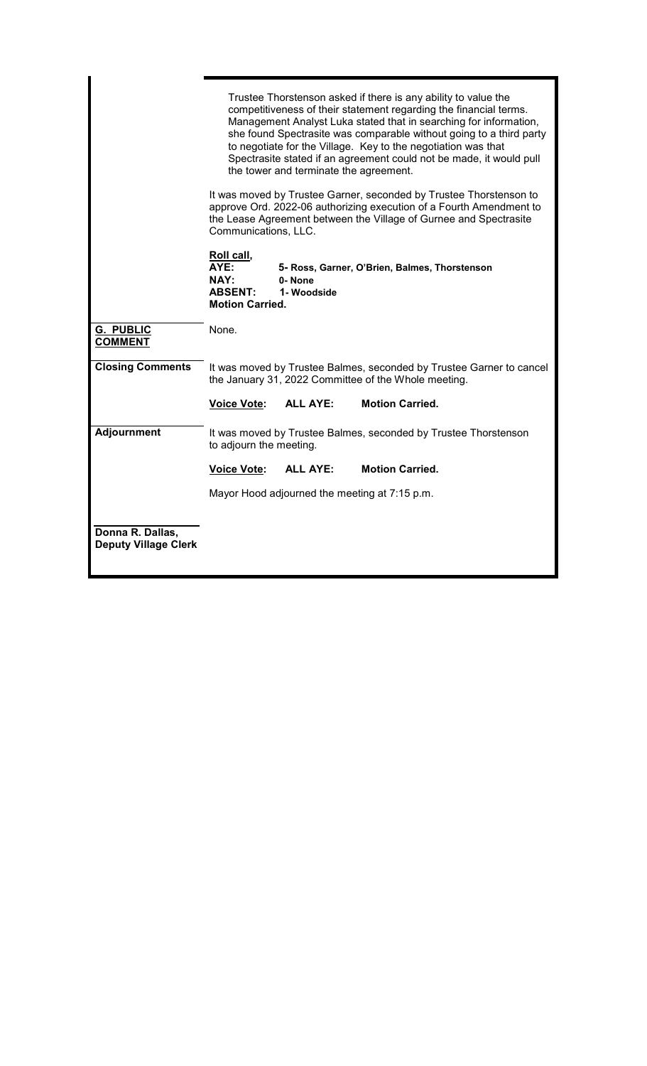Trustee Thorstenson asked if there is any ability to value the competitiveness of their statement regarding the financial terms. Management Analyst Luka stated that in searching for information, she found Spectrasite was comparable without going to a third party to negotiate for the Village. Key to the negotiation was that Spectrasite stated if an agreement could not be made, it would pull the tower and terminate the agreement.

It was moved by Trustee Garner, seconded by Trustee Thorstenson to approve Ord. 2022-06 authorizing execution of a Fourth Amendment to the Lease Agreement between the Village of Gurnee and Spectrasite Communications, LLC.

**Roll call,**
**AYE:** **5- Ross, Garner, O'Brien, Balmes, Thorstenson**
**NAY:** **0- None**
**ABSENT:** **1- Woodside**
**Motion Carried.**

**G. PUBLIC COMMENT**

None.

**Closing Comments**

It was moved by Trustee Balmes, seconded by Trustee Garner to cancel the January 31, 2022 Committee of the Whole meeting.

**Voice Vote:** **ALL AYE:** **Motion Carried.**

**Adjournment**

It was moved by Trustee Balmes, seconded by Trustee Thorstenson to adjourn the meeting.

**Voice Vote:** **ALL AYE:** **Motion Carried.**

Mayor Hood adjourned the meeting at 7:15 p.m.

**Donna R. Dallas,**
**Deputy Village Clerk**